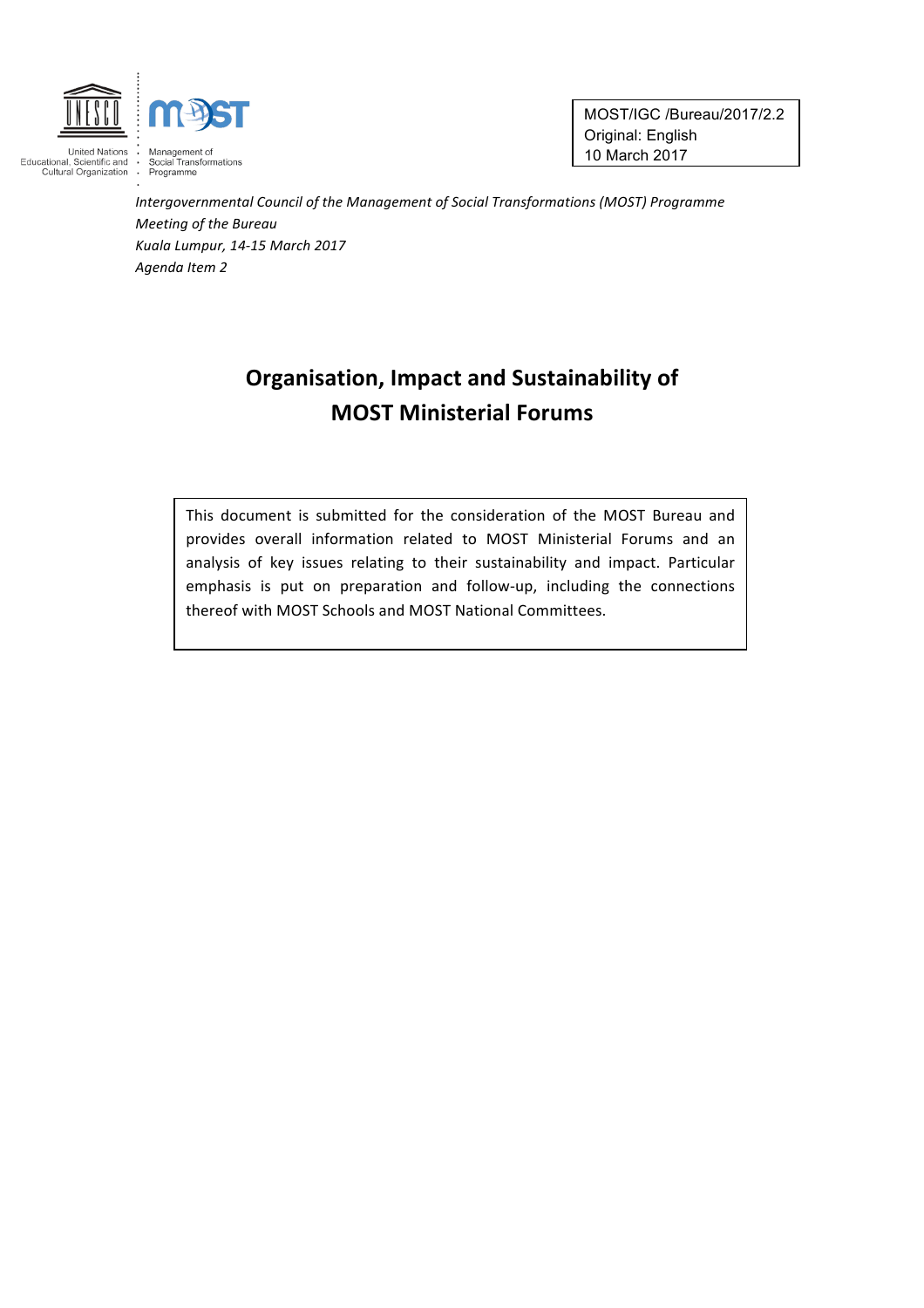United Nations Educational, Scientific and Cultural Organization

Management of Social Transformations Programme

MOST/IGC /Bureau/2017/2.2
Original: English
10 March 2017

*Intergovernmental Council of the Management of Social Transformations (MOST) Programme*
*Meeting of the Bureau*
*Kuala Lumpur, 14-15 March 2017*
*Agenda Item 2*

# Organisation, Impact and Sustainability of MOST Ministerial Forums

This document is submitted for the consideration of the MOST Bureau and provides overall information related to MOST Ministerial Forums and an analysis of key issues relating to their sustainability and impact. Particular emphasis is put on preparation and follow-up, including the connections thereof with MOST Schools and MOST National Committees.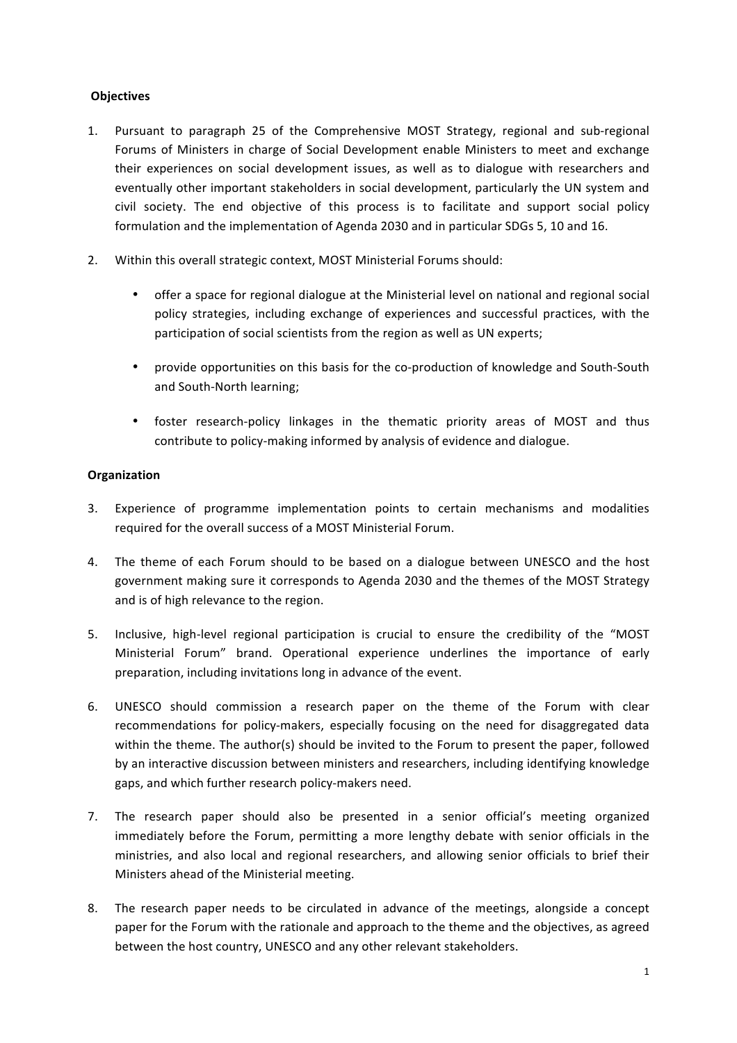**Objectives**

1. Pursuant to paragraph 25 of the Comprehensive MOST Strategy, regional and sub-regional Forums of Ministers in charge of Social Development enable Ministers to meet and exchange their experiences on social development issues, as well as to dialogue with researchers and eventually other important stakeholders in social development, particularly the UN system and civil society. The end objective of this process is to facilitate and support social policy formulation and the implementation of Agenda 2030 and in particular SDGs 5, 10 and 16.

2. Within this overall strategic context, MOST Ministerial Forums should:

   - offer a space for regional dialogue at the Ministerial level on national and regional social policy strategies, including exchange of experiences and successful practices, with the participation of social scientists from the region as well as UN experts;

   - provide opportunities on this basis for the co-production of knowledge and South-South and South-North learning;

   - foster research-policy linkages in the thematic priority areas of MOST and thus contribute to policy-making informed by analysis of evidence and dialogue.

**Organization**

3. Experience of programme implementation points to certain mechanisms and modalities required for the overall success of a MOST Ministerial Forum.

4. The theme of each Forum should to be based on a dialogue between UNESCO and the host government making sure it corresponds to Agenda 2030 and the themes of the MOST Strategy and is of high relevance to the region.

5. Inclusive, high-level regional participation is crucial to ensure the credibility of the "MOST Ministerial Forum" brand. Operational experience underlines the importance of early preparation, including invitations long in advance of the event.

6. UNESCO should commission a research paper on the theme of the Forum with clear recommendations for policy-makers, especially focusing on the need for disaggregated data within the theme. The author(s) should be invited to the Forum to present the paper, followed by an interactive discussion between ministers and researchers, including identifying knowledge gaps, and which further research policy-makers need.

7. The research paper should also be presented in a senior official's meeting organized immediately before the Forum, permitting a more lengthy debate with senior officials in the ministries, and also local and regional researchers, and allowing senior officials to brief their Ministers ahead of the Ministerial meeting.

8. The research paper needs to be circulated in advance of the meetings, alongside a concept paper for the Forum with the rationale and approach to the theme and the objectives, as agreed between the host country, UNESCO and any other relevant stakeholders.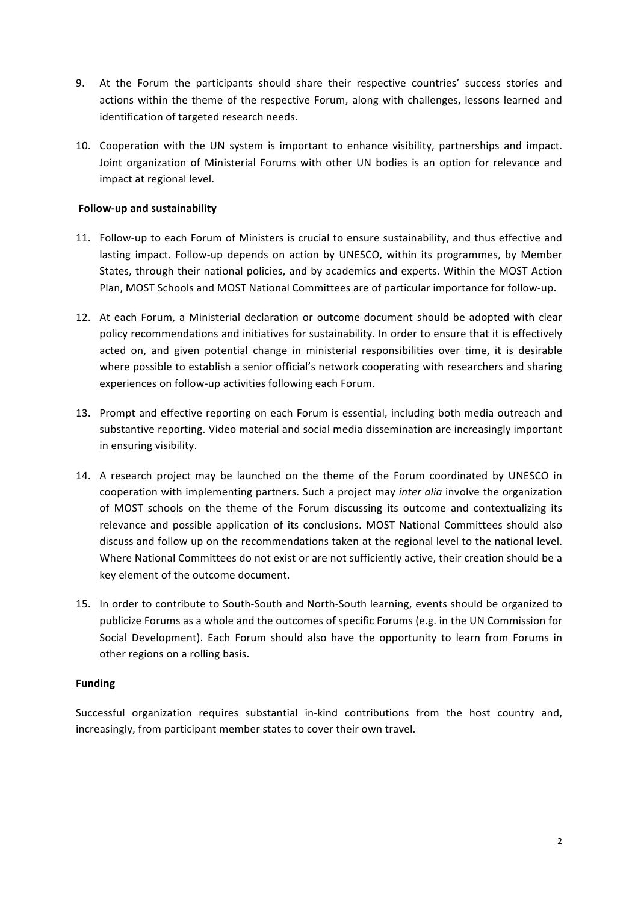9. At the Forum the participants should share their respective countries' success stories and actions within the theme of the respective Forum, along with challenges, lessons learned and identification of targeted research needs.

10. Cooperation with the UN system is important to enhance visibility, partnerships and impact. Joint organization of Ministerial Forums with other UN bodies is an option for relevance and impact at regional level.

**Follow-up and sustainability**

11. Follow-up to each Forum of Ministers is crucial to ensure sustainability, and thus effective and lasting impact. Follow-up depends on action by UNESCO, within its programmes, by Member States, through their national policies, and by academics and experts. Within the MOST Action Plan, MOST Schools and MOST National Committees are of particular importance for follow-up.

12. At each Forum, a Ministerial declaration or outcome document should be adopted with clear policy recommendations and initiatives for sustainability. In order to ensure that it is effectively acted on, and given potential change in ministerial responsibilities over time, it is desirable where possible to establish a senior official's network cooperating with researchers and sharing experiences on follow-up activities following each Forum.

13. Prompt and effective reporting on each Forum is essential, including both media outreach and substantive reporting. Video material and social media dissemination are increasingly important in ensuring visibility.

14. A research project may be launched on the theme of the Forum coordinated by UNESCO in cooperation with implementing partners. Such a project may *inter alia* involve the organization of MOST schools on the theme of the Forum discussing its outcome and contextualizing its relevance and possible application of its conclusions. MOST National Committees should also discuss and follow up on the recommendations taken at the regional level to the national level. Where National Committees do not exist or are not sufficiently active, their creation should be a key element of the outcome document.

15. In order to contribute to South-South and North-South learning, events should be organized to publicize Forums as a whole and the outcomes of specific Forums (e.g. in the UN Commission for Social Development). Each Forum should also have the opportunity to learn from Forums in other regions on a rolling basis.

**Funding**

Successful organization requires substantial in-kind contributions from the host country and, increasingly, from participant member states to cover their own travel.